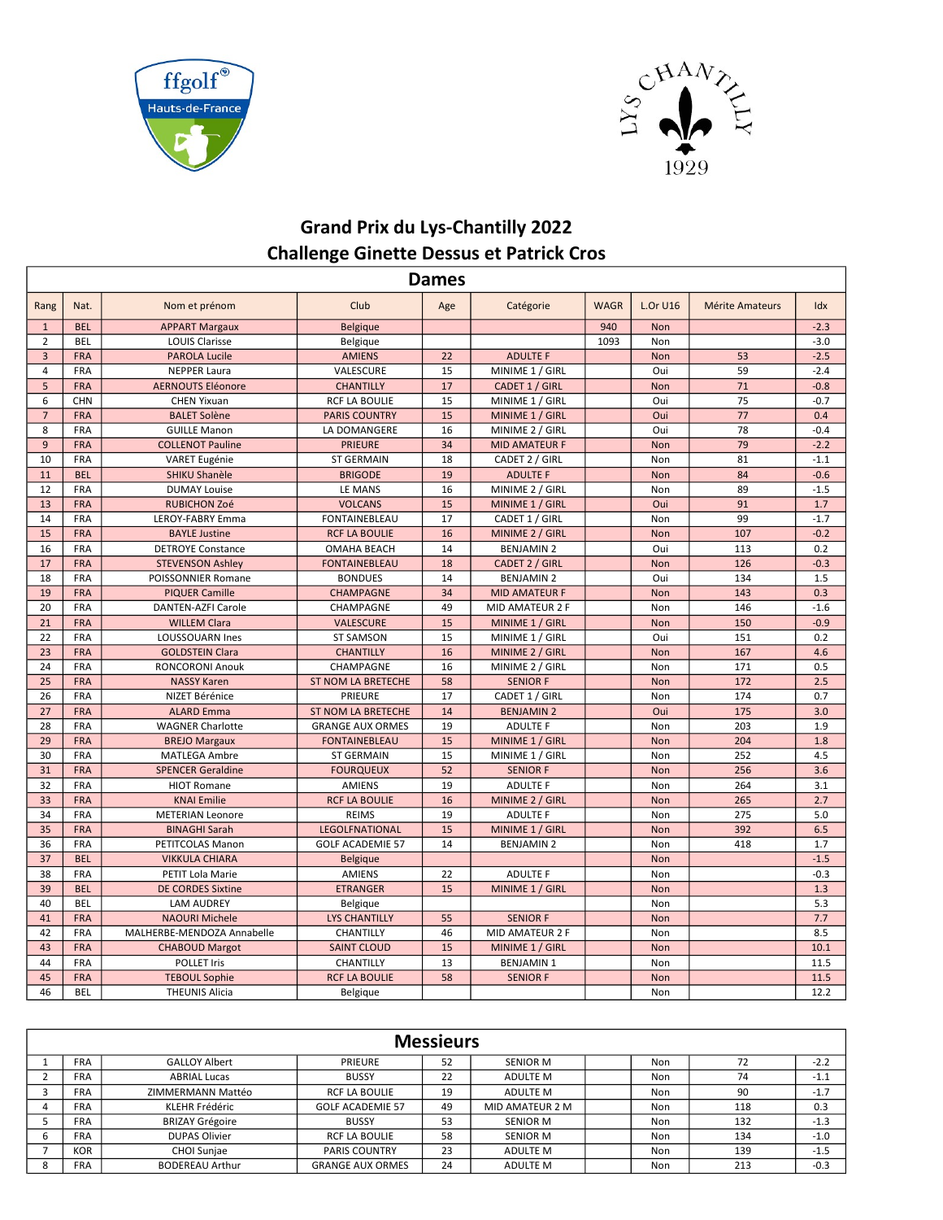# Grand Prix du Lys-Chantilly 2022

## Challenge Ginette Dessus et Patrick Cros

### Dames

| Rang | Nat. | Nom et prénom | Club | Age | Catégorie | WAGR | L.Or U16 | Mérite Amateurs | Idx |
|---|---|---|---|---|---|---|---|---|---|
| 1 | BEL | APPART Margaux | Belgique | | | 940 | Non | | -2.3 |
| 2 | BEL | LOUIS Clarisse | Belgique | | | 1093 | Non | | -3.0 |
| 3 | FRA | PAROLA Lucile | AMIENS | 22 | ADULTE F | | Non | 53 | -2.5 |
| 4 | FRA | NEPPER Laura | VALESCURE | 15 | MINIME 1 / GIRL | | Oui | 59 | -2.4 |
| 5 | FRA | AERNOUTS Eléonore | CHANTILLY | 17 | CADET 1 / GIRL | | Non | 71 | -0.8 |
| 6 | CHN | CHEN Yixuan | RCF LA BOULIE | 15 | MINIME 1 / GIRL | | Oui | 75 | -0.7 |
| 7 | FRA | BALET Solène | PARIS COUNTRY | 15 | MINIME 1 / GIRL | | Oui | 77 | 0.4 |
| 8 | FRA | GUILLE Manon | LA DOMANGERE | 16 | MINIME 2 / GIRL | | Oui | 78 | -0.4 |
| 9 | FRA | COLLENOT Pauline | PRIEURE | 34 | MID AMATEUR F | | Non | 79 | -2.2 |
| 10 | FRA | VARET Eugénie | ST GERMAIN | 18 | CADET 2 / GIRL | | Non | 81 | -1.1 |
| 11 | BEL | SHIKU Shanèle | BRIGODE | 19 | ADULTE F | | Non | 84 | -0.6 |
| 12 | FRA | DUMAY Louise | LE MANS | 16 | MINIME 2 / GIRL | | Non | 89 | -1.5 |
| 13 | FRA | RUBICHON Zoé | VOLCANS | 15 | MINIME 1 / GIRL | | Oui | 91 | 1.7 |
| 14 | FRA | LEROY-FABRY Emma | FONTAINEBLEAU | 17 | CADET 1 / GIRL | | Non | 99 | -1.7 |
| 15 | FRA | BAYLE Justine | RCF LA BOULIE | 16 | MINIME 2 / GIRL | | Non | 107 | -0.2 |
| 16 | FRA | DETROYE Constance | OMAHA BEACH | 14 | BENJAMIN 2 | | Oui | 113 | 0.2 |
| 17 | FRA | STEVENSON Ashley | FONTAINEBLEAU | 18 | CADET 2 / GIRL | | Non | 126 | -0.3 |
| 18 | FRA | POISSONNIER Romane | BONDUES | 14 | BENJAMIN 2 | | Oui | 134 | 1.5 |
| 19 | FRA | PIQUER Camille | CHAMPAGNE | 34 | MID AMATEUR F | | Non | 143 | 0.3 |
| 20 | FRA | DANTEN-AZFI Carole | CHAMPAGNE | 49 | MID AMATEUR 2 F | | Non | 146 | -1.6 |
| 21 | FRA | WILLEM Clara | VALESCURE | 15 | MINIME 1 / GIRL | | Non | 150 | -0.9 |
| 22 | FRA | LOUSSOUARN Ines | ST SAMSON | 15 | MINIME 1 / GIRL | | Oui | 151 | 0.2 |
| 23 | FRA | GOLDSTEIN Clara | CHANTILLY | 16 | MINIME 2 / GIRL | | Non | 167 | 4.6 |
| 24 | FRA | RONCORONI Anouk | CHAMPAGNE | 16 | MINIME 2 / GIRL | | Non | 171 | 0.5 |
| 25 | FRA | NASSY Karen | ST NOM LA BRETECHE | 58 | SENIOR F | | Non | 172 | 2.5 |
| 26 | FRA | NIZET Bérénice | PRIEURE | 17 | CADET 1 / GIRL | | Non | 174 | 0.7 |
| 27 | FRA | ALARD Emma | ST NOM LA BRETECHE | 14 | BENJAMIN 2 | | Oui | 175 | 3.0 |
| 28 | FRA | WAGNER Charlotte | GRANGE AUX ORMES | 19 | ADULTE F | | Non | 203 | 1.9 |
| 29 | FRA | BREJO Margaux | FONTAINEBLEAU | 15 | MINIME 1 / GIRL | | Non | 204 | 1.8 |
| 30 | FRA | MATLEGA Ambre | ST GERMAIN | 15 | MINIME 1 / GIRL | | Non | 252 | 4.5 |
| 31 | FRA | SPENCER Geraldine | FOURQUEUX | 52 | SENIOR F | | Non | 256 | 3.6 |
| 32 | FRA | HIOT Romane | AMIENS | 19 | ADULTE F | | Non | 264 | 3.1 |
| 33 | FRA | KNAI Emilie | RCF LA BOULIE | 16 | MINIME 2 / GIRL | | Non | 265 | 2.7 |
| 34 | FRA | METERIAN Leonore | REIMS | 19 | ADULTE F | | Non | 275 | 5.0 |
| 35 | FRA | BINAGHI Sarah | LEGOLFNATIONAL | 15 | MINIME 1 / GIRL | | Non | 392 | 6.5 |
| 36 | FRA | PETITCOLAS Manon | GOLF ACADEMIE 57 | 14 | BENJAMIN 2 | | Non | 418 | 1.7 |
| 37 | BEL | VIKKULA CHIARA | Belgique | | | | Non | | -1.5 |
| 38 | FRA | PETIT Lola Marie | AMIENS | 22 | ADULTE F | | Non | | -0.3 |
| 39 | BEL | DE CORDES Sixtine | ETRANGER | 15 | MINIME 1 / GIRL | | Non | | 1.3 |
| 40 | BEL | LAM AUDREY | Belgique | | | | Non | | 5.3 |
| 41 | FRA | NAOURI Michele | LYS CHANTILLY | 55 | SENIOR F | | Non | | 7.7 |
| 42 | FRA | MALHERBE-MENDOZA Annabelle | CHANTILLY | 46 | MID AMATEUR 2 F | | Non | | 8.5 |
| 43 | FRA | CHABOUD Margot | SAINT CLOUD | 15 | MINIME 1 / GIRL | | Non | | 10.1 |
| 44 | FRA | POLLET Iris | CHANTILLY | 13 | BENJAMIN 1 | | Non | | 11.5 |
| 45 | FRA | TEBOUL Sophie | RCF LA BOULIE | 58 | SENIOR F | | Non | | 11.5 |
| 46 | BEL | THEUNIS Alicia | Belgique | | | | Non | | 12.2 |

### Messieurs

| Rang | Nat. | Nom et prénom | Club | Age | Catégorie | WAGR | L.Or U16 | Mérite Amateurs | Idx |
|---|---|---|---|---|---|---|---|---|---|
| 1 | FRA | GALLOY Albert | PRIEURE | 52 | SENIOR M | | Non | 72 | -2.2 |
| 2 | FRA | ABRIAL Lucas | BUSSY | 22 | ADULTE M | | Non | 74 | -1.1 |
| 3 | FRA | ZIMMERMANN Mattéo | RCF LA BOULIE | 19 | ADULTE M | | Non | 90 | -1.7 |
| 4 | FRA | KLEHR Frédéric | GOLF ACADEMIE 57 | 49 | MID AMATEUR 2 M | | Non | 118 | 0.3 |
| 5 | FRA | BRIZAY Grégoire | BUSSY | 53 | SENIOR M | | Non | 132 | -1.3 |
| 6 | FRA | DUPAS Olivier | RCF LA BOULIE | 58 | SENIOR M | | Non | 134 | -1.0 |
| 7 | KOR | CHOI Sunjae | PARIS COUNTRY | 23 | ADULTE M | | Non | 139 | -1.5 |
| 8 | FRA | BODEREAU Arthur | GRANGE AUX ORMES | 24 | ADULTE M | | Non | 213 | -0.3 |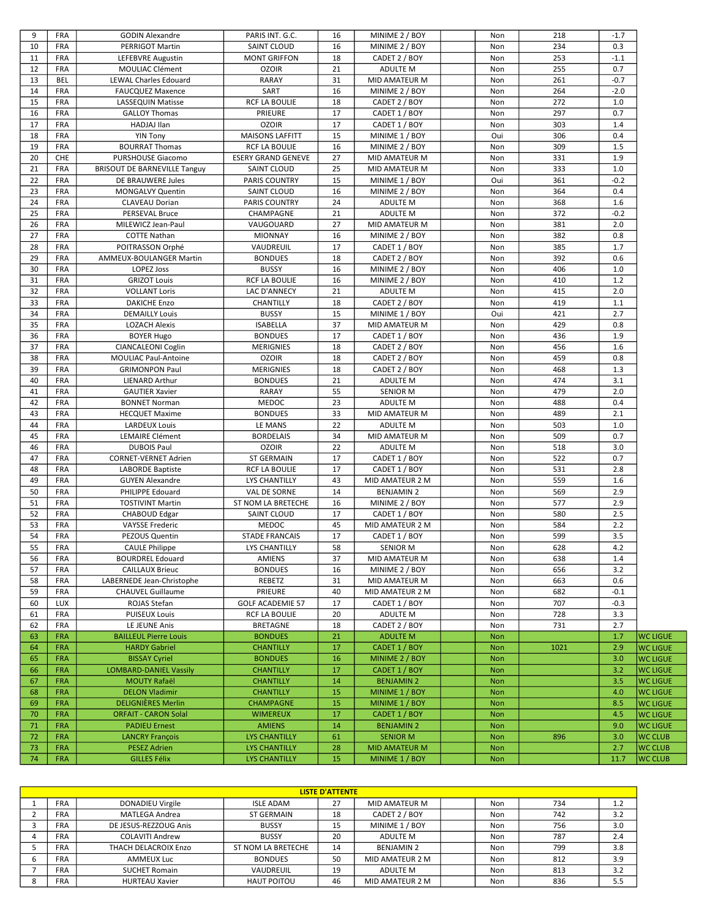| | | | | | | | | | | |
|---|---|---|---|---|---|---|---|---|---|---|
| 9 | FRA | GODIN Alexandre | PARIS INT. G.C. | 16 | MINIME 2 / BOY | | Non | 218 | -1.7 | |
| 10 | FRA | PERRIGOT Martin | SAINT CLOUD | 16 | MINIME 2 / BOY | | Non | 234 | 0.3 | |
| 11 | FRA | LEFEBVRE Augustin | MONT GRIFFON | 18 | CADET 2 / BOY | | Non | 253 | -1.1 | |
| 12 | FRA | MOULIAC Clément | OZOIR | 21 | ADULTE M | | Non | 255 | 0.7 | |
| 13 | BEL | LEWAL Charles Edouard | RARAY | 31 | MID AMATEUR M | | Non | 261 | -0.7 | |
| 14 | FRA | FAUCQUEZ Maxence | SART | 16 | MINIME 2 / BOY | | Non | 264 | -2.0 | |
| 15 | FRA | LASSEQUIN Matisse | RCF LA BOULIE | 18 | CADET 2 / BOY | | Non | 272 | 1.0 | |
| 16 | FRA | GALLOY Thomas | PRIEURE | 17 | CADET 1 / BOY | | Non | 297 | 0.7 | |
| 17 | FRA | HADJAJ Ilan | OZOIR | 17 | CADET 1 / BOY | | Non | 303 | 1.4 | |
| 18 | FRA | YIN Tony | MAISONS LAFFITT | 15 | MINIME 1 / BOY | | Oui | 306 | 0.4 | |
| 19 | FRA | BOURRAT Thomas | RCF LA BOULIE | 16 | MINIME 2 / BOY | | Non | 309 | 1.5 | |
| 20 | CHE | PURSHOUSE Giacomo | ESERY GRAND GENEVE | 27 | MID AMATEUR M | | Non | 331 | 1.9 | |
| 21 | FRA | BRISOUT DE BARNEVILLE Tanguy | SAINT CLOUD | 25 | MID AMATEUR M | | Non | 333 | 1.0 | |
| 22 | FRA | DE BRAUWERE Jules | PARIS COUNTRY | 15 | MINIME 1 / BOY | | Oui | 361 | -0.2 | |
| 23 | FRA | MONGALVY Quentin | SAINT CLOUD | 16 | MINIME 2 / BOY | | Non | 364 | 0.4 | |
| 24 | FRA | CLAVEAU Dorian | PARIS COUNTRY | 24 | ADULTE M | | Non | 368 | 1.6 | |
| 25 | FRA | PERSEVAL Bruce | CHAMPAGNE | 21 | ADULTE M | | Non | 372 | -0.2 | |
| 26 | FRA | MILEWICZ Jean-Paul | VAUGOUARD | 27 | MID AMATEUR M | | Non | 381 | 2.0 | |
| 27 | FRA | COTTE Nathan | MIONNAY | 16 | MINIME 2 / BOY | | Non | 382 | 0.8 | |
| 28 | FRA | POITRASSON Orphé | VAUDREUIL | 17 | CADET 1 / BOY | | Non | 385 | 1.7 | |
| 29 | FRA | AMMEUX-BOULANGER Martin | BONDUES | 18 | CADET 2 / BOY | | Non | 392 | 0.6 | |
| 30 | FRA | LOPEZ Joss | BUSSY | 16 | MINIME 2 / BOY | | Non | 406 | 1.0 | |
| 31 | FRA | GRIZOT Louis | RCF LA BOULIE | 16 | MINIME 2 / BOY | | Non | 410 | 1.2 | |
| 32 | FRA | VOLLANT Loris | LAC D'ANNECY | 21 | ADULTE M | | Non | 415 | 2.0 | |
| 33 | FRA | DAKICHE Enzo | CHANTILLY | 18 | CADET 2 / BOY | | Non | 419 | 1.1 | |
| 34 | FRA | DEMAILLY Louis | BUSSY | 15 | MINIME 1 / BOY | | Oui | 421 | 2.7 | |
| 35 | FRA | LOZACH Alexis | ISABELLA | 37 | MID AMATEUR M | | Non | 429 | 0.8 | |
| 36 | FRA | BOYER Hugo | BONDUES | 17 | CADET 1 / BOY | | Non | 436 | 1.9 | |
| 37 | FRA | CIANCALEONI Coglin | MERIGNIES | 18 | CADET 2 / BOY | | Non | 456 | 1.6 | |
| 38 | FRA | MOULIAC Paul-Antoine | OZOIR | 18 | CADET 2 / BOY | | Non | 459 | 0.8 | |
| 39 | FRA | GRIMONPON Paul | MERIGNIES | 18 | CADET 2 / BOY | | Non | 468 | 1.3 | |
| 40 | FRA | LIENARD Arthur | BONDUES | 21 | ADULTE M | | Non | 474 | 3.1 | |
| 41 | FRA | GAUTIER Xavier | RARAY | 55 | SENIOR M | | Non | 479 | 2.0 | |
| 42 | FRA | BONNET Norman | MEDOC | 23 | ADULTE M | | Non | 488 | 0.4 | |
| 43 | FRA | HECQUET Maxime | BONDUES | 33 | MID AMATEUR M | | Non | 489 | 2.1 | |
| 44 | FRA | LARDEUX Louis | LE MANS | 22 | ADULTE M | | Non | 503 | 1.0 | |
| 45 | FRA | LEMAIRE Clément | BORDELAIS | 34 | MID AMATEUR M | | Non | 509 | 0.7 | |
| 46 | FRA | DUBOIS Paul | OZOIR | 22 | ADULTE M | | Non | 518 | 3.0 | |
| 47 | FRA | CORNET-VERNET Adrien | ST GERMAIN | 17 | CADET 1 / BOY | | Non | 522 | 0.7 | |
| 48 | FRA | LABORDE Baptiste | RCF LA BOULIE | 17 | CADET 1 / BOY | | Non | 531 | 2.8 | |
| 49 | FRA | GUYEN Alexandre | LYS CHANTILLY | 43 | MID AMATEUR 2 M | | Non | 559 | 1.6 | |
| 50 | FRA | PHILIPPE Edouard | VAL DE SORNE | 14 | BENJAMIN 2 | | Non | 569 | 2.9 | |
| 51 | FRA | TOSTIVINT Martin | ST NOM LA BRETECHE | 16 | MINIME 2 / BOY | | Non | 577 | 2.9 | |
| 52 | FRA | CHABOUD Edgar | SAINT CLOUD | 17 | CADET 1 / BOY | | Non | 580 | 2.5 | |
| 53 | FRA | VAYSSE Frederic | MEDOC | 45 | MID AMATEUR 2 M | | Non | 584 | 2.2 | |
| 54 | FRA | PEZOUS Quentin | STADE FRANCAIS | 17 | CADET 1 / BOY | | Non | 599 | 3.5 | |
| 55 | FRA | CAULE Philippe | LYS CHANTILLY | 58 | SENIOR M | | Non | 628 | 4.2 | |
| 56 | FRA | BOURDREL Edouard | AMIENS | 37 | MID AMATEUR M | | Non | 638 | 1.4 | |
| 57 | FRA | CAILLAUX Brieuc | BONDUES | 16 | MINIME 2 / BOY | | Non | 656 | 3.2 | |
| 58 | FRA | LABERNEDE Jean-Christophe | REBETZ | 31 | MID AMATEUR M | | Non | 663 | 0.6 | |
| 59 | FRA | CHAUVEL Guillaume | PRIEURE | 40 | MID AMATEUR 2 M | | Non | 682 | -0.1 | |
| 60 | LUX | ROJAS Stefan | GOLF ACADEMIE 57 | 17 | CADET 1 / BOY | | Non | 707 | -0.3 | |
| 61 | FRA | PUISEUX Louis | RCF LA BOULIE | 20 | ADULTE M | | Non | 728 | 3.3 | |
| 62 | FRA | LE JEUNE Anis | BRETAGNE | 18 | CADET 2 / BOY | | Non | 731 | 2.7 | |
| 63 | FRA | BAILLEUL Pierre Louis | BONDUES | 21 | ADULTE M | | Non | | 1.7 | WC LIGUE |
| 64 | FRA | HARDY Gabriel | CHANTILLY | 17 | CADET 1 / BOY | | Non | 1021 | 2.9 | WC LIGUE |
| 65 | FRA | BISSAY Cyriel | BONDUES | 16 | MINIME 2 / BOY | | Non | | 3.0 | WC LIGUE |
| 66 | FRA | LOMBARD-DANIEL Vassily | CHANTILLY | 17 | CADET 1 / BOY | | Non | | 3.2 | WC LIGUE |
| 67 | FRA | MOUTY Rafaël | CHANTILLY | 14 | BENJAMIN 2 | | Non | | 3.5 | WC LIGUE |
| 68 | FRA | DELON Vladimir | CHANTILLY | 15 | MINIME 1 / BOY | | Non | | 4.0 | WC LIGUE |
| 69 | FRA | DELIGNIÈRES Merlin | CHAMPAGNE | 15 | MINIME 1 / BOY | | Non | | 8.5 | WC LIGUE |
| 70 | FRA | ORFAIT - CARON Solal | WIMEREUX | 17 | CADET 1 / BOY | | Non | | 4.5 | WC LIGUE |
| 71 | FRA | PADIEU Ernest | AMIENS | 14 | BENJAMIN 2 | | Non | | 9.0 | WC LIGUE |
| 72 | FRA | LANCRY François | LYS CHANTILLY | 61 | SENIOR M | | Non | 896 | 3.0 | WC CLUB |
| 73 | FRA | PESEZ Adrien | LYS CHANTILLY | 28 | MID AMATEUR M | | Non | | 2.7 | WC CLUB |
| 74 | FRA | GILLES Félix | LYS CHANTILLY | 15 | MINIME 1 / BOY | | Non | | 11.7 | WC CLUB |

| LISTE D'ATTENTE | | | | | | | | | |
|---|---|---|---|---|---|---|---|---|---|
| 1 | FRA | DONADIEU Virgile | ISLE ADAM | 27 | MID AMATEUR M | | Non | 734 | 1.2 |
| 2 | FRA | MATLEGA Andrea | ST GERMAIN | 18 | CADET 2 / BOY | | Non | 742 | 3.2 |
| 3 | FRA | DE JESUS-REZZOUG Anis | BUSSY | 15 | MINIME 1 / BOY | | Non | 756 | 3.0 |
| 4 | FRA | COLAVITI Andrew | BUSSY | 20 | ADULTE M | | Non | 787 | 2.4 |
| 5 | FRA | THACH DELACROIX Enzo | ST NOM LA BRETECHE | 14 | BENJAMIN 2 | | Non | 799 | 3.8 |
| 6 | FRA | AMMEUX Luc | BONDUES | 50 | MID AMATEUR 2 M | | Non | 812 | 3.9 |
| 7 | FRA | SUCHET Romain | VAUDREUIL | 19 | ADULTE M | | Non | 813 | 3.2 |
| 8 | FRA | HURTEAU Xavier | HAUT POITOU | 46 | MID AMATEUR 2 M | | Non | 836 | 5.5 |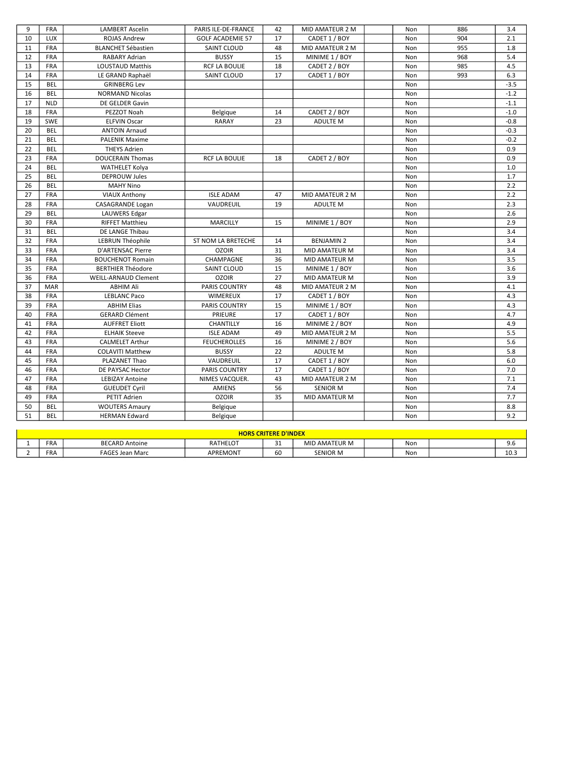| | | | | | | | | | |
|---|---|---|---|---|---|---|---|---|---|
| 9 | FRA | LAMBERT Ascelin | PARIS ILE-DE-FRANCE | 42 | MID AMATEUR 2 M | | Non | 886 | 3.4 |
| 10 | LUX | ROJAS Andrew | GOLF ACADEMIE 57 | 17 | CADET 1 / BOY | | Non | 904 | 2.1 |
| 11 | FRA | BLANCHET Sébastien | SAINT CLOUD | 48 | MID AMATEUR 2 M | | Non | 955 | 1.8 |
| 12 | FRA | RABARY Adrian | BUSSY | 15 | MINIME 1 / BOY | | Non | 968 | 5.4 |
| 13 | FRA | LOUSTAUD Matthis | RCF LA BOULIE | 18 | CADET 2 / BOY | | Non | 985 | 4.5 |
| 14 | FRA | LE GRAND Raphaël | SAINT CLOUD | 17 | CADET 1 / BOY | | Non | 993 | 6.3 |
| 15 | BEL | GRINBERG Lev | | | | | Non | | -3.5 |
| 16 | BEL | NORMAND Nicolas | | | | | Non | | -1.2 |
| 17 | NLD | DE GELDER Gavin | | | | | Non | | -1.1 |
| 18 | FRA | PEZZOT Noah | Belgique | 14 | CADET 2 / BOY | | Non | | -1.0 |
| 19 | SWE | ELFVIN Oscar | RARAY | 23 | ADULTE M | | Non | | -0.8 |
| 20 | BEL | ANTOIN Arnaud | | | | | Non | | -0.3 |
| 21 | BEL | PALENIK Maxime | | | | | Non | | -0.2 |
| 22 | BEL | THEYS Adrien | | | | | Non | | 0.9 |
| 23 | FRA | DOUCERAIN Thomas | RCF LA BOULIE | 18 | CADET 2 / BOY | | Non | | 0.9 |
| 24 | BEL | WATHELET Kolya | | | | | Non | | 1.0 |
| 25 | BEL | DEPROUW Jules | | | | | Non | | 1.7 |
| 26 | BEL | MAHY Nino | | | | | Non | | 2.2 |
| 27 | FRA | VIAUX Anthony | ISLE ADAM | 47 | MID AMATEUR 2 M | | Non | | 2.2 |
| 28 | FRA | CASAGRANDE Logan | VAUDREUIL | 19 | ADULTE M | | Non | | 2.3 |
| 29 | BEL | LAUWERS Edgar | | | | | Non | | 2.6 |
| 30 | FRA | RIFFET Matthieu | MARCILLY | 15 | MINIME 1 / BOY | | Non | | 2.9 |
| 31 | BEL | DE LANGE Thibau | | | | | Non | | 3.4 |
| 32 | FRA | LEBRUN Théophile | ST NOM LA BRETECHE | 14 | BENJAMIN 2 | | Non | | 3.4 |
| 33 | FRA | D'ARTENSAC Pierre | OZOIR | 31 | MID AMATEUR M | | Non | | 3.4 |
| 34 | FRA | BOUCHENOT Romain | CHAMPAGNE | 36 | MID AMATEUR M | | Non | | 3.5 |
| 35 | FRA | BERTHIER Théodore | SAINT CLOUD | 15 | MINIME 1 / BOY | | Non | | 3.6 |
| 36 | FRA | WEILL-ARNAUD Clement | OZOIR | 27 | MID AMATEUR M | | Non | | 3.9 |
| 37 | MAR | ABHIM Ali | PARIS COUNTRY | 48 | MID AMATEUR 2 M | | Non | | 4.1 |
| 38 | FRA | LEBLANC Paco | WIMEREUX | 17 | CADET 1 / BOY | | Non | | 4.3 |
| 39 | FRA | ABHIM Elias | PARIS COUNTRY | 15 | MINIME 1 / BOY | | Non | | 4.3 |
| 40 | FRA | GERARD Clément | PRIEURE | 17 | CADET 1 / BOY | | Non | | 4.7 |
| 41 | FRA | AUFFRET Eliott | CHANTILLY | 16 | MINIME 2 / BOY | | Non | | 4.9 |
| 42 | FRA | ELHAIK Steeve | ISLE ADAM | 49 | MID AMATEUR 2 M | | Non | | 5.5 |
| 43 | FRA | CALMELET Arthur | FEUCHEROLLES | 16 | MINIME 2 / BOY | | Non | | 5.6 |
| 44 | FRA | COLAVITI Matthew | BUSSY | 22 | ADULTE M | | Non | | 5.8 |
| 45 | FRA | PLAZANET Thao | VAUDREUIL | 17 | CADET 1 / BOY | | Non | | 6.0 |
| 46 | FRA | DE PAYSAC Hector | PARIS COUNTRY | 17 | CADET 1 / BOY | | Non | | 7.0 |
| 47 | FRA | LEBIZAY Antoine | NIMES VACQUER. | 43 | MID AMATEUR 2 M | | Non | | 7.1 |
| 48 | FRA | GUEUDET Cyril | AMIENS | 56 | SENIOR M | | Non | | 7.4 |
| 49 | FRA | PETIT Adrien | OZOIR | 35 | MID AMATEUR M | | Non | | 7.7 |
| 50 | BEL | WOUTERS Amaury | Belgique | | | | Non | | 8.8 |
| 51 | BEL | HERMAN Edward | Belgique | | | | Non | | 9.2 |

**HORS CRITERE D'INDEX**

| | | | | | | | | | |
|---|---|---|---|---|---|---|---|---|---|
| 1 | FRA | BECARD Antoine | RATHELOT | 31 | MID AMATEUR M | | Non | | 9.6 |
| 2 | FRA | FAGES Jean Marc | APREMONT | 60 | SENIOR M | | Non | | 10.3 |